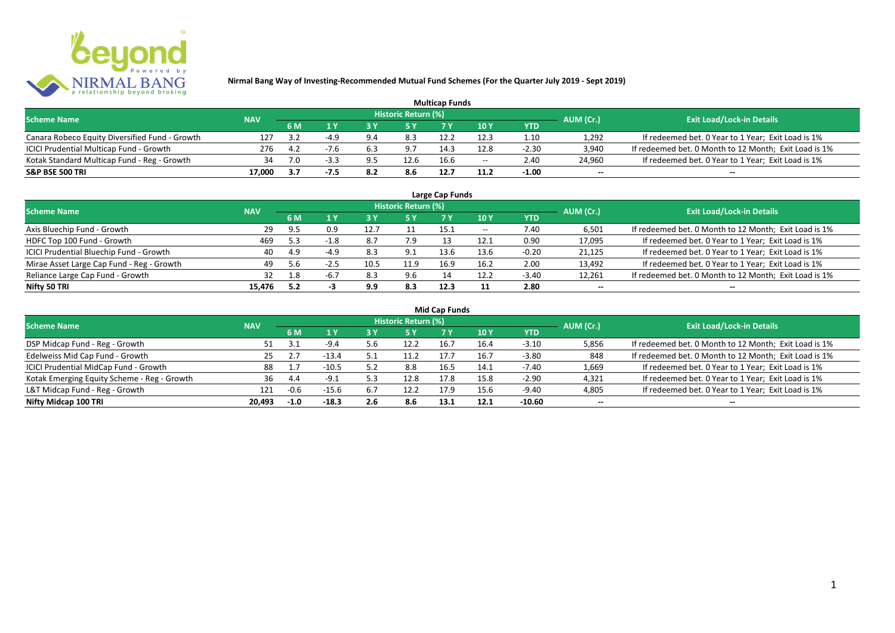## Nirmal Bang Way of Investing-Recommended Mutual Fund Schemes (For the Quarter July 2019 - Sept 2019)

### Multicap Funds

| Scheme Name | NAV | Historic Return (%) | | | | | | | AUM (Cr.) | Exit Load/Lock-in Details |
|---|---|---|---|---|---|---|---|---|---|---|
| | | 6 M | 1 Y | 3 Y | 5 Y | 7 Y | 10 Y | YTD | | |
| Canara Robeco Equity Diversified Fund - Growth | 127 | 3.2 | -4.9 | 9.4 | 8.3 | 12.2 | 12.3 | 1.10 | 1,292 | If redeemed bet. 0 Year to 1 Year; Exit Load is 1% |
| ICICI Prudential Multicap Fund - Growth | 276 | 4.2 | -7.6 | 6.3 | 9.7 | 14.3 | 12.8 | -2.30 | 3,940 | If redeemed bet. 0 Month to 12 Month; Exit Load is 1% |
| Kotak Standard Multicap Fund - Reg - Growth | 34 | 7.0 | -3.3 | 9.5 | 12.6 | 16.6 | -- | 2.40 | 24,960 | If redeemed bet. 0 Year to 1 Year; Exit Load is 1% |
| **S&P BSE 500 TRI** | **17,000** | **3.7** | **-7.5** | **8.2** | **8.6** | **12.7** | **11.2** | **-1.00** | -- | -- |

### Large Cap Funds

| Scheme Name | NAV | Historic Return (%) | | | | | | | AUM (Cr.) | Exit Load/Lock-in Details |
|---|---|---|---|---|---|---|---|---|---|---|
| | | 6 M | 1 Y | 3 Y | 5 Y | 7 Y | 10 Y | YTD | | |
| Axis Bluechip Fund - Growth | 29 | 9.5 | 0.9 | 12.7 | 11 | 15.1 | -- | 7.40 | 6,501 | If redeemed bet. 0 Month to 12 Month; Exit Load is 1% |
| HDFC Top 100 Fund - Growth | 469 | 5.3 | -1.8 | 8.7 | 7.9 | 13 | 12.1 | 0.90 | 17,095 | If redeemed bet. 0 Year to 1 Year; Exit Load is 1% |
| ICICI Prudential Bluechip Fund - Growth | 40 | 4.9 | -4.9 | 8.3 | 9.1 | 13.6 | 13.6 | -0.20 | 21,125 | If redeemed bet. 0 Year to 1 Year; Exit Load is 1% |
| Mirae Asset Large Cap Fund - Reg - Growth | 49 | 5.6 | -2.5 | 10.5 | 11.9 | 16.9 | 16.2 | 2.00 | 13,492 | If redeemed bet. 0 Year to 1 Year; Exit Load is 1% |
| Reliance Large Cap Fund - Growth | 32 | 1.8 | -6.7 | 8.3 | 9.6 | 14 | 12.2 | -3.40 | 12,261 | If redeemed bet. 0 Month to 12 Month; Exit Load is 1% |
| **Nifty 50 TRI** | **15,476** | **5.2** | **-3** | **9.9** | **8.3** | **12.3** | **11** | **2.80** | -- | -- |

### Mid Cap Funds

| Scheme Name | NAV | Historic Return (%) | | | | | | | AUM (Cr.) | Exit Load/Lock-in Details |
|---|---|---|---|---|---|---|---|---|---|---|
| | | 6 M | 1 Y | 3 Y | 5 Y | 7 Y | 10 Y | YTD | | |
| DSP Midcap Fund - Reg - Growth | 51 | 3.1 | -9.4 | 5.6 | 12.2 | 16.7 | 16.4 | -3.10 | 5,856 | If redeemed bet. 0 Month to 12 Month; Exit Load is 1% |
| Edelweiss Mid Cap Fund - Growth | 25 | 2.7 | -13.4 | 5.1 | 11.2 | 17.7 | 16.7 | -3.80 | 848 | If redeemed bet. 0 Month to 12 Month; Exit Load is 1% |
| ICICI Prudential MidCap Fund - Growth | 88 | 1.7 | -10.5 | 5.2 | 8.8 | 16.5 | 14.1 | -7.40 | 1,669 | If redeemed bet. 0 Year to 1 Year; Exit Load is 1% |
| Kotak Emerging Equity Scheme - Reg - Growth | 36 | 4.4 | -9.1 | 5.3 | 12.8 | 17.8 | 15.8 | -2.90 | 4,321 | If redeemed bet. 0 Year to 1 Year; Exit Load is 1% |
| L&T Midcap Fund - Reg - Growth | 121 | -0.6 | -15.6 | 6.7 | 12.2 | 17.9 | 15.6 | -9.40 | 4,805 | If redeemed bet. 0 Year to 1 Year; Exit Load is 1% |
| **Nifty Midcap 100 TRI** | **20,493** | **-1.0** | **-18.3** | **2.6** | **8.6** | **13.1** | **12.1** | **-10.60** | -- | -- |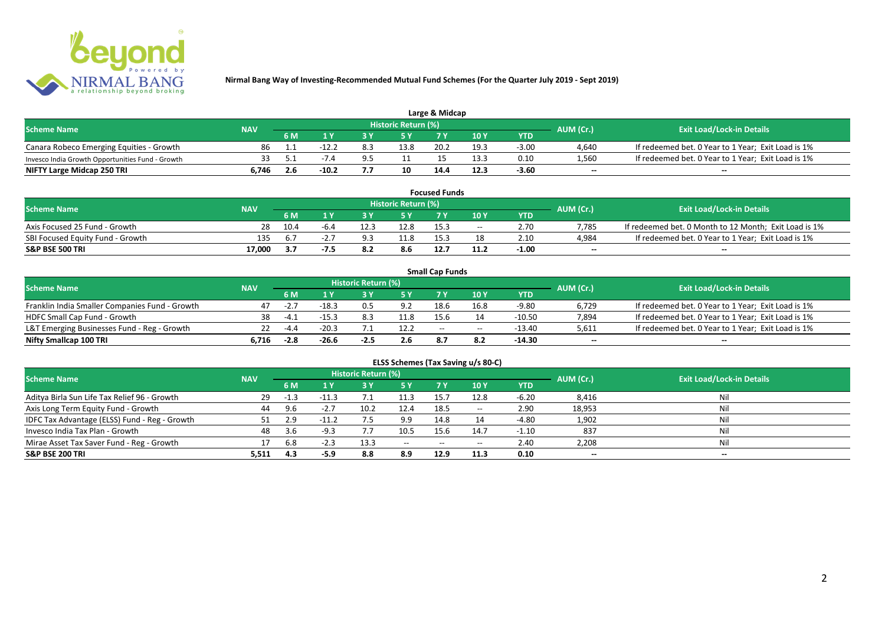# Nirmal Bang Way of Investing-Recommended Mutual Fund Schemes (For the Quarter July 2019 - Sept 2019)

## Large & Midcap

| Scheme Name | NAV | Historic Return (%) | | | | | | | AUM (Cr.) | Exit Load/Lock-in Details |
|---|---|---|---|---|---|---|---|---|---|---|
| | | 6 M | 1 Y | 3 Y | 5 Y | 7 Y | 10 Y | YTD | | |
| Canara Robeco Emerging Equities - Growth | 86 | 1.1 | -12.2 | 8.3 | 13.8 | 20.2 | 19.3 | -3.00 | 4,640 | If redeemed bet. 0 Year to 1 Year; Exit Load is 1% |
| Invesco India Growth Opportunities Fund - Growth | 33 | 5.1 | -7.4 | 9.5 | 11 | 15 | 13.3 | 0.10 | 1,560 | If redeemed bet. 0 Year to 1 Year; Exit Load is 1% |
| **NIFTY Large Midcap 250 TRI** | **6,746** | **2.6** | **-10.2** | **7.7** | **10** | **14.4** | **12.3** | **-3.60** | **--** | **--** |

## Focused Funds

| Scheme Name | NAV | Historic Return (%) | | | | | | | AUM (Cr.) | Exit Load/Lock-in Details |
|---|---|---|---|---|---|---|---|---|---|---|
| | | 6 M | 1 Y | 3 Y | 5 Y | 7 Y | 10 Y | YTD | | |
| Axis Focused 25 Fund - Growth | 28 | 10.4 | -6.4 | 12.3 | 12.8 | 15.3 | -- | 2.70 | 7,785 | If redeemed bet. 0 Month to 12 Month; Exit Load is 1% |
| SBI Focused Equity Fund - Growth | 135 | 6.7 | -2.7 | 9.3 | 11.8 | 15.3 | 18 | 2.10 | 4,984 | If redeemed bet. 0 Year to 1 Year; Exit Load is 1% |
| **S&P BSE 500 TRI** | **17,000** | **3.7** | **-7.5** | **8.2** | **8.6** | **12.7** | **11.2** | **-1.00** | **--** | **--** |

## Small Cap Funds

| Scheme Name | NAV | Historic Return (%) | | | | | | | AUM (Cr.) | Exit Load/Lock-in Details |
|---|---|---|---|---|---|---|---|---|---|---|
| | | 6 M | 1 Y | 3 Y | 5 Y | 7 Y | 10 Y | YTD | | |
| Franklin India Smaller Companies Fund - Growth | 47 | -2.7 | -18.3 | 0.5 | 9.2 | 18.6 | 16.8 | -9.80 | 6,729 | If redeemed bet. 0 Year to 1 Year; Exit Load is 1% |
| HDFC Small Cap Fund - Growth | 38 | -4.1 | -15.3 | 8.3 | 11.8 | 15.6 | 14 | -10.50 | 7,894 | If redeemed bet. 0 Year to 1 Year; Exit Load is 1% |
| L&T Emerging Businesses Fund - Reg - Growth | 22 | -4.4 | -20.3 | 7.1 | 12.2 | -- | -- | -13.40 | 5,611 | If redeemed bet. 0 Year to 1 Year; Exit Load is 1% |
| **Nifty Smallcap 100 TRI** | **6,716** | **-2.8** | **-26.6** | **-2.5** | **2.6** | **8.7** | **8.2** | **-14.30** | **--** | **--** |

## ELSS Schemes (Tax Saving u/s 80-C)

| Scheme Name | NAV | Historic Return (%) | | | | | | | AUM (Cr.) | Exit Load/Lock-in Details |
|---|---|---|---|---|---|---|---|---|---|---|
| | | 6 M | 1 Y | 3 Y | 5 Y | 7 Y | 10 Y | YTD | | |
| Aditya Birla Sun Life Tax Relief 96 - Growth | 29 | -1.3 | -11.3 | 7.1 | 11.3 | 15.7 | 12.8 | -6.20 | 8,416 | Nil |
| Axis Long Term Equity Fund - Growth | 44 | 9.6 | -2.7 | 10.2 | 12.4 | 18.5 | -- | 2.90 | 18,953 | Nil |
| IDFC Tax Advantage (ELSS) Fund - Reg - Growth | 51 | 2.9 | -11.2 | 7.5 | 9.9 | 14.8 | 14 | -4.80 | 1,902 | Nil |
| Invesco India Tax Plan - Growth | 48 | 3.6 | -9.3 | 7.7 | 10.5 | 15.6 | 14.7 | -1.10 | 837 | Nil |
| Mirae Asset Tax Saver Fund - Reg - Growth | 17 | 6.8 | -2.3 | 13.3 | -- | -- | -- | 2.40 | 2,208 | Nil |
| **S&P BSE 200 TRI** | **5,511** | **4.3** | **-5.9** | **8.8** | **8.9** | **12.9** | **11.3** | **0.10** | **--** | **--** |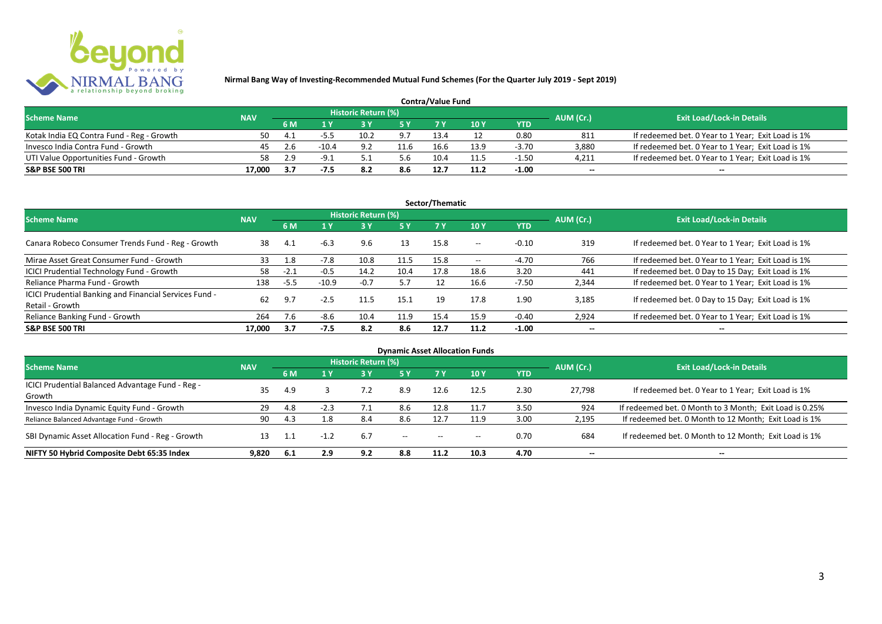**Nirmal Bang Way of Investing-Recommended Mutual Fund Schemes (For the Quarter July 2019 - Sept 2019)**

## Contra/Value Fund

| Scheme Name | NAV | Historic Return (%) | | | | | | | AUM (Cr.) | Exit Load/Lock-in Details |
|---|---|---|---|---|---|---|---|---|---|---|
| | | 6 M | 1 Y | 3 Y | 5 Y | 7 Y | 10 Y | YTD | | |
| Kotak India EQ Contra Fund - Reg - Growth | 50 | 4.1 | -5.5 | 10.2 | 9.7 | 13.4 | 12 | 0.80 | 811 | If redeemed bet. 0 Year to 1 Year; Exit Load is 1% |
| Invesco India Contra Fund - Growth | 45 | 2.6 | -10.4 | 9.2 | 11.6 | 16.6 | 13.9 | -3.70 | 3,880 | If redeemed bet. 0 Year to 1 Year; Exit Load is 1% |
| UTI Value Opportunities Fund - Growth | 58 | 2.9 | -9.1 | 5.1 | 5.6 | 10.4 | 11.5 | -1.50 | 4,211 | If redeemed bet. 0 Year to 1 Year; Exit Load is 1% |
| **S&P BSE 500 TRI** | **17,000** | **3.7** | **-7.5** | **8.2** | **8.6** | **12.7** | **11.2** | **-1.00** | **--** | **--** |

## Sector/Thematic

| Scheme Name | NAV | Historic Return (%) | | | | | | | AUM (Cr.) | Exit Load/Lock-in Details |
|---|---|---|---|---|---|---|---|---|---|---|
| | | 6 M | 1 Y | 3 Y | 5 Y | 7 Y | 10 Y | YTD | | |
| Canara Robeco Consumer Trends Fund - Reg - Growth | 38 | 4.1 | -6.3 | 9.6 | 13 | 15.8 | -- | -0.10 | 319 | If redeemed bet. 0 Year to 1 Year; Exit Load is 1% |
| Mirae Asset Great Consumer Fund - Growth | 33 | 1.8 | -7.8 | 10.8 | 11.5 | 15.8 | -- | -4.70 | 766 | If redeemed bet. 0 Year to 1 Year; Exit Load is 1% |
| ICICI Prudential Technology Fund - Growth | 58 | -2.1 | -0.5 | 14.2 | 10.4 | 17.8 | 18.6 | 3.20 | 441 | If redeemed bet. 0 Day to 15 Day; Exit Load is 1% |
| Reliance Pharma Fund - Growth | 138 | -5.5 | -10.9 | -0.7 | 5.7 | 12 | 16.6 | -7.50 | 2,344 | If redeemed bet. 0 Year to 1 Year; Exit Load is 1% |
| ICICI Prudential Banking and Financial Services Fund - Retail - Growth | 62 | 9.7 | -2.5 | 11.5 | 15.1 | 19 | 17.8 | 1.90 | 3,185 | If redeemed bet. 0 Day to 15 Day; Exit Load is 1% |
| Reliance Banking Fund - Growth | 264 | 7.6 | -8.6 | 10.4 | 11.9 | 15.4 | 15.9 | -0.40 | 2,924 | If redeemed bet. 0 Year to 1 Year; Exit Load is 1% |
| **S&P BSE 500 TRI** | **17,000** | **3.7** | **-7.5** | **8.2** | **8.6** | **12.7** | **11.2** | **-1.00** | **--** | **--** |

## Dynamic Asset Allocation Funds

| Scheme Name | NAV | Historic Return (%) | | | | | | | AUM (Cr.) | Exit Load/Lock-in Details |
|---|---|---|---|---|---|---|---|---|---|---|
| | | 6 M | 1 Y | 3 Y | 5 Y | 7 Y | 10 Y | YTD | | |
| ICICI Prudential Balanced Advantage Fund - Reg - Growth | 35 | 4.9 | 3 | 7.2 | 8.9 | 12.6 | 12.5 | 2.30 | 27,798 | If redeemed bet. 0 Year to 1 Year; Exit Load is 1% |
| Invesco India Dynamic Equity Fund - Growth | 29 | 4.8 | -2.3 | 7.1 | 8.6 | 12.8 | 11.7 | 3.50 | 924 | If redeemed bet. 0 Month to 3 Month; Exit Load is 0.25% |
| Reliance Balanced Advantage Fund - Growth | 90 | 4.3 | 1.8 | 8.4 | 8.6 | 12.7 | 11.9 | 3.00 | 2,195 | If redeemed bet. 0 Month to 12 Month; Exit Load is 1% |
| SBI Dynamic Asset Allocation Fund - Reg - Growth | 13 | 1.1 | -1.2 | 6.7 | -- | -- | -- | 0.70 | 684 | If redeemed bet. 0 Month to 12 Month; Exit Load is 1% |
| **NIFTY 50 Hybrid Composite Debt 65:35 Index** | **9,820** | **6.1** | **2.9** | **9.2** | **8.8** | **11.2** | **10.3** | **4.70** | **--** | **--** |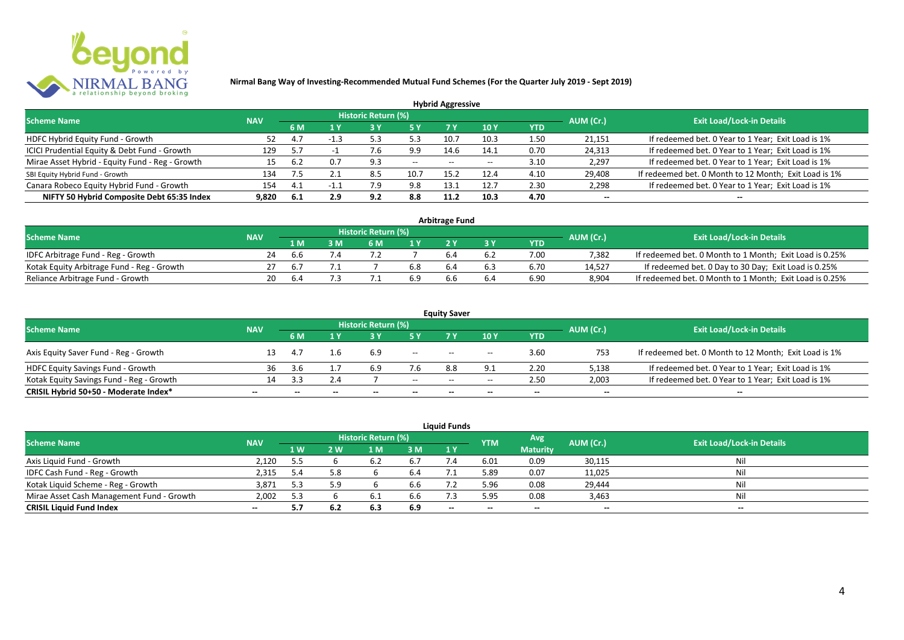**Nirmal Bang Way of Investing-Recommended Mutual Fund Schemes (For the Quarter July 2019 - Sept 2019)**

## Hybrid Aggressive

| Scheme Name | NAV | Historic Return (%) | | | | | | | AUM (Cr.) | Exit Load/Lock-in Details |
|---|---|---|---|---|---|---|---|---|---|---|
| | | 6 M | 1 Y | 3 Y | 5 Y | 7 Y | 10 Y | YTD | | |
| HDFC Hybrid Equity Fund - Growth | 52 | 4.7 | -1.3 | 5.3 | 5.3 | 10.7 | 10.3 | 1.50 | 21,151 | If redeemed bet. 0 Year to 1 Year; Exit Load is 1% |
| ICICI Prudential Equity & Debt Fund - Growth | 129 | 5.7 | -1 | 7.6 | 9.9 | 14.6 | 14.1 | 0.70 | 24,313 | If redeemed bet. 0 Year to 1 Year; Exit Load is 1% |
| Mirae Asset Hybrid - Equity Fund - Reg - Growth | 15 | 6.2 | 0.7 | 9.3 | -- | -- | -- | 3.10 | 2,297 | If redeemed bet. 0 Year to 1 Year; Exit Load is 1% |
| SBI Equity Hybrid Fund - Growth | 134 | 7.5 | 2.1 | 8.5 | 10.7 | 15.2 | 12.4 | 4.10 | 29,408 | If redeemed bet. 0 Month to 12 Month; Exit Load is 1% |
| Canara Robeco Equity Hybrid Fund - Growth | 154 | 4.1 | -1.1 | 7.9 | 9.8 | 13.1 | 12.7 | 2.30 | 2,298 | If redeemed bet. 0 Year to 1 Year; Exit Load is 1% |
| **NIFTY 50 Hybrid Composite Debt 65:35 Index** | **9,820** | **6.1** | **2.9** | **9.2** | **8.8** | **11.2** | **10.3** | **4.70** | **--** | **--** |

## Arbitrage Fund

| Scheme Name | NAV | Historic Return (%) | | | | | | | AUM (Cr.) | Exit Load/Lock-in Details |
|---|---|---|---|---|---|---|---|---|---|---|
| | | 1 M | 3 M | 6 M | 1 Y | 2 Y | 3 Y | YTD | | |
| IDFC Arbitrage Fund - Reg - Growth | 24 | 6.6 | 7.4 | 7.2 | 7 | 6.4 | 6.2 | 7.00 | 7,382 | If redeemed bet. 0 Month to 1 Month; Exit Load is 0.25% |
| Kotak Equity Arbitrage Fund - Reg - Growth | 27 | 6.7 | 7.1 | 7 | 6.8 | 6.4 | 6.3 | 6.70 | 14,527 | If redeemed bet. 0 Day to 30 Day; Exit Load is 0.25% |
| Reliance Arbitrage Fund - Growth | 20 | 6.4 | 7.3 | 7.1 | 6.9 | 6.6 | 6.4 | 6.90 | 8,904 | If redeemed bet. 0 Month to 1 Month; Exit Load is 0.25% |

## Equity Saver

| Scheme Name | NAV | Historic Return (%) | | | | | | | AUM (Cr.) | Exit Load/Lock-in Details |
|---|---|---|---|---|---|---|---|---|---|---|
| | | 6 M | 1 Y | 3 Y | 5 Y | 7 Y | 10 Y | YTD | | |
| Axis Equity Saver Fund - Reg - Growth | 13 | 4.7 | 1.6 | 6.9 | -- | -- | -- | 3.60 | 753 | If redeemed bet. 0 Month to 12 Month; Exit Load is 1% |
| HDFC Equity Savings Fund - Growth | 36 | 3.6 | 1.7 | 6.9 | 7.6 | 8.8 | 9.1 | 2.20 | 5,138 | If redeemed bet. 0 Year to 1 Year; Exit Load is 1% |
| Kotak Equity Savings Fund - Reg - Growth | 14 | 3.3 | 2.4 | 7 | -- | -- | -- | 2.50 | 2,003 | If redeemed bet. 0 Year to 1 Year; Exit Load is 1% |
| **CRISIL Hybrid 50+50 - Moderate Index*** | **--** | **--** | **--** | **--** | **--** | **--** | **--** | **--** | **--** | **--** |

## Liquid Funds

| Scheme Name | NAV | Historic Return (%) | | | | | YTM | Avg Maturity | AUM (Cr.) | Exit Load/Lock-in Details |
|---|---|---|---|---|---|---|---|---|---|---|
| | | 1 W | 2 W | 1 M | 3 M | 1 Y | | | | |
| Axis Liquid Fund - Growth | 2,120 | 5.5 | 6 | 6.2 | 6.7 | 7.4 | 6.01 | 0.09 | 30,115 | Nil |
| IDFC Cash Fund - Reg - Growth | 2,315 | 5.4 | 5.8 | 6 | 6.4 | 7.1 | 5.89 | 0.07 | 11,025 | Nil |
| Kotak Liquid Scheme - Reg - Growth | 3,871 | 5.3 | 5.9 | 6 | 6.6 | 7.2 | 5.96 | 0.08 | 29,444 | Nil |
| Mirae Asset Cash Management Fund - Growth | 2,002 | 5.3 | 6 | 6.1 | 6.6 | 7.3 | 5.95 | 0.08 | 3,463 | Nil |
| **CRISIL Liquid Fund Index** | **--** | **5.7** | **6.2** | **6.3** | **6.9** | **--** | **--** | **--** | **--** | **--** |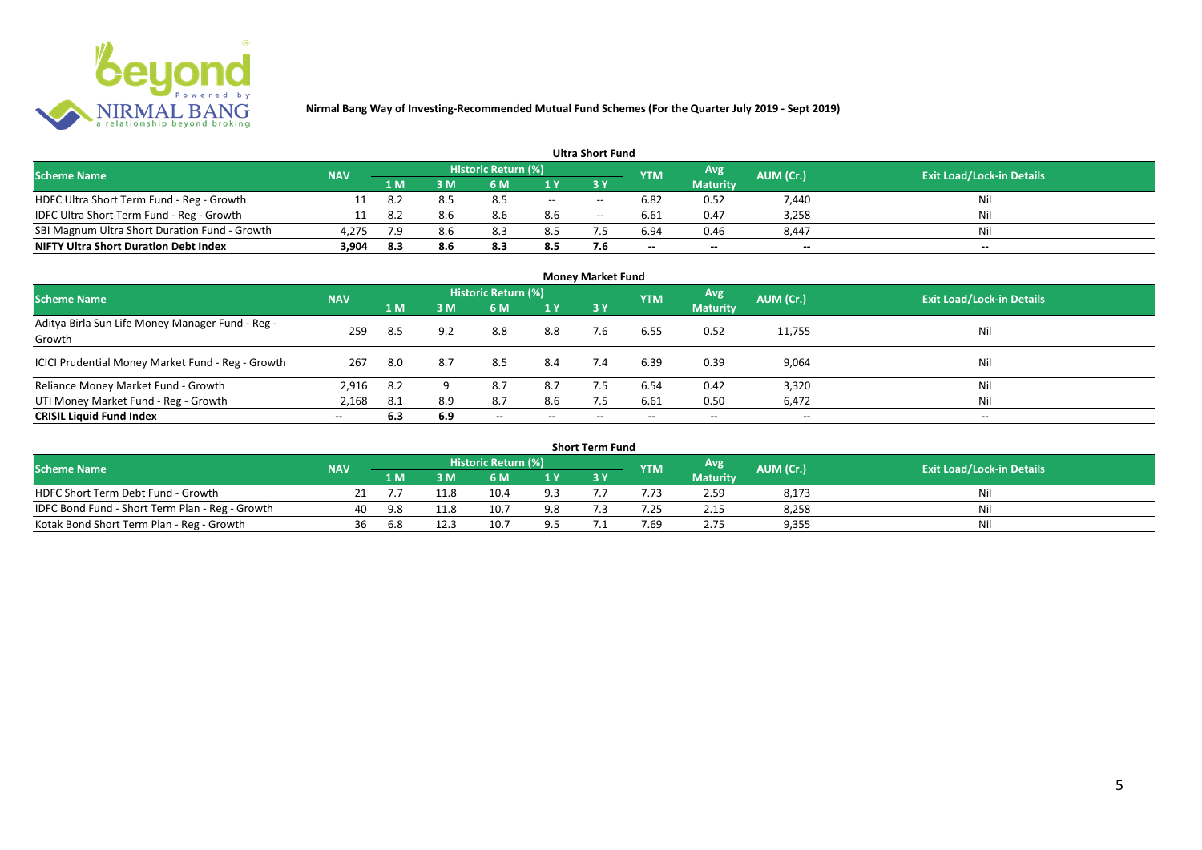# Nirmal Bang Way of Investing-Recommended Mutual Fund Schemes (For the Quarter July 2019 - Sept 2019)

## Ultra Short Fund

| Scheme Name | NAV | Historic Return (%) | | | | | YTM | Avg Maturity | AUM (Cr.) | Exit Load/Lock-in Details |
|---|---|---|---|---|---|---|---|---|---|---|
| | | 1 M | 3 M | 6 M | 1 Y | 3 Y | | | | |
| HDFC Ultra Short Term Fund - Reg - Growth | 11 | 8.2 | 8.5 | 8.5 | -- | -- | 6.82 | 0.52 | 7,440 | Nil |
| IDFC Ultra Short Term Fund - Reg - Growth | 11 | 8.2 | 8.6 | 8.6 | 8.6 | -- | 6.61 | 0.47 | 3,258 | Nil |
| SBI Magnum Ultra Short Duration Fund - Growth | 4,275 | 7.9 | 8.6 | 8.3 | 8.5 | 7.5 | 6.94 | 0.46 | 8,447 | Nil |
| **NIFTY Ultra Short Duration Debt Index** | **3,904** | **8.3** | **8.6** | **8.3** | **8.5** | **7.6** | **--** | **--** | **--** | **--** |

## Money Market Fund

| Scheme Name | NAV | Historic Return (%) | | | | | YTM | Avg Maturity | AUM (Cr.) | Exit Load/Lock-in Details |
|---|---|---|---|---|---|---|---|---|---|---|
| | | 1 M | 3 M | 6 M | 1 Y | 3 Y | | | | |
| Aditya Birla Sun Life Money Manager Fund - Reg - Growth | 259 | 8.5 | 9.2 | 8.8 | 8.8 | 7.6 | 6.55 | 0.52 | 11,755 | Nil |
| ICICI Prudential Money Market Fund - Reg - Growth | 267 | 8.0 | 8.7 | 8.5 | 8.4 | 7.4 | 6.39 | 0.39 | 9,064 | Nil |
| Reliance Money Market Fund - Growth | 2,916 | 8.2 | 9 | 8.7 | 8.7 | 7.5 | 6.54 | 0.42 | 3,320 | Nil |
| UTI Money Market Fund - Reg - Growth | 2,168 | 8.1 | 8.9 | 8.7 | 8.6 | 7.5 | 6.61 | 0.50 | 6,472 | Nil |
| **CRISIL Liquid Fund Index** | **--** | **6.3** | **6.9** | **--** | **--** | **--** | **--** | **--** | **--** | **--** |

## Short Term Fund

| Scheme Name | NAV | Historic Return (%) | | | | | YTM | Avg Maturity | AUM (Cr.) | Exit Load/Lock-in Details |
|---|---|---|---|---|---|---|---|---|---|---|
| | | 1 M | 3 M | 6 M | 1 Y | 3 Y | | | | |
| HDFC Short Term Debt Fund - Growth | 21 | 7.7 | 11.8 | 10.4 | 9.3 | 7.7 | 7.73 | 2.59 | 8,173 | Nil |
| IDFC Bond Fund - Short Term Plan - Reg - Growth | 40 | 9.8 | 11.8 | 10.7 | 9.8 | 7.3 | 7.25 | 2.15 | 8,258 | Nil |
| Kotak Bond Short Term Plan - Reg - Growth | 36 | 6.8 | 12.3 | 10.7 | 9.5 | 7.1 | 7.69 | 2.75 | 9,355 | Nil |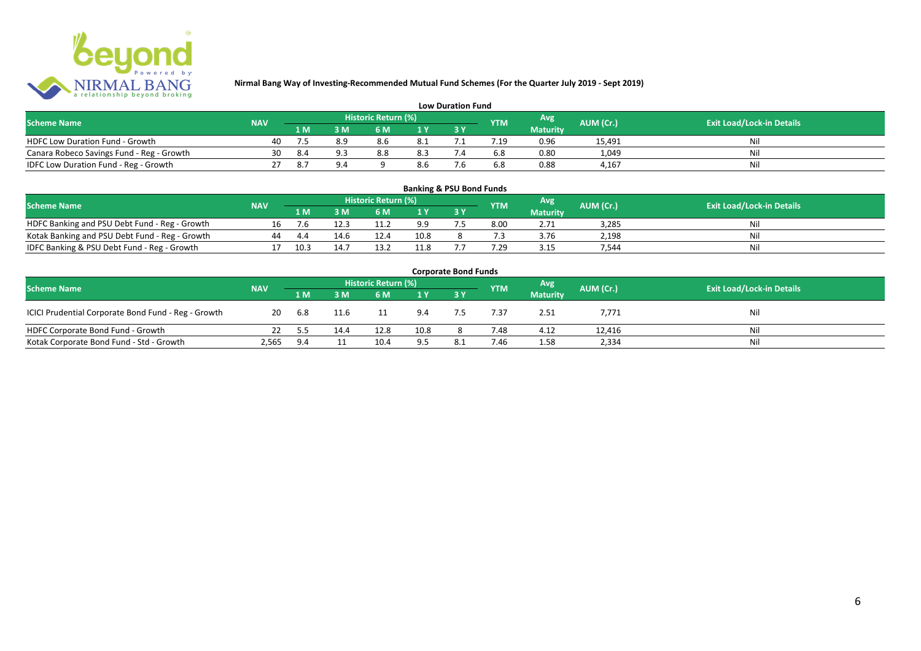**Nirmal Bang Way of Investing-Recommended Mutual Fund Schemes (For the Quarter July 2019 - Sept 2019)**

### Low Duration Fund

| Scheme Name | NAV | Historic Return (%) | | | | | YTM | Avg Maturity | AUM (Cr.) | Exit Load/Lock-in Details |
|---|---|---|---|---|---|---|---|---|---|---|
| | | 1 M | 3 M | 6 M | 1 Y | 3 Y | | | | |
| HDFC Low Duration Fund - Growth | 40 | 7.5 | 8.9 | 8.6 | 8.1 | 7.1 | 7.19 | 0.96 | 15,491 | Nil |
| Canara Robeco Savings Fund - Reg - Growth | 30 | 8.4 | 9.3 | 8.8 | 8.3 | 7.4 | 6.8 | 0.80 | 1,049 | Nil |
| IDFC Low Duration Fund - Reg - Growth | 27 | 8.7 | 9.4 | 9 | 8.6 | 7.6 | 6.8 | 0.88 | 4,167 | Nil |

### Banking & PSU Bond Funds

| Scheme Name | NAV | Historic Return (%) | | | | | YTM | Avg Maturity | AUM (Cr.) | Exit Load/Lock-in Details |
|---|---|---|---|---|---|---|---|---|---|---|
| | | 1 M | 3 M | 6 M | 1 Y | 3 Y | | | | |
| HDFC Banking and PSU Debt Fund - Reg - Growth | 16 | 7.6 | 12.3 | 11.2 | 9.9 | 7.5 | 8.00 | 2.71 | 3,285 | Nil |
| Kotak Banking and PSU Debt Fund - Reg - Growth | 44 | 4.4 | 14.6 | 12.4 | 10.8 | 8 | 7.3 | 3.76 | 2,198 | Nil |
| IDFC Banking & PSU Debt Fund - Reg - Growth | 17 | 10.3 | 14.7 | 13.2 | 11.8 | 7.7 | 7.29 | 3.15 | 7,544 | Nil |

### Corporate Bond Funds

| Scheme Name | NAV | Historic Return (%) | | | | | YTM | Avg Maturity | AUM (Cr.) | Exit Load/Lock-in Details |
|---|---|---|---|---|---|---|---|---|---|---|
| | | 1 M | 3 M | 6 M | 1 Y | 3 Y | | | | |
| ICICI Prudential Corporate Bond Fund - Reg - Growth | 20 | 6.8 | 11.6 | 11 | 9.4 | 7.5 | 7.37 | 2.51 | 7,771 | Nil |
| HDFC Corporate Bond Fund - Growth | 22 | 5.5 | 14.4 | 12.8 | 10.8 | 8 | 7.48 | 4.12 | 12,416 | Nil |
| Kotak Corporate Bond Fund - Std - Growth | 2,565 | 9.4 | 11 | 10.4 | 9.5 | 8.1 | 7.46 | 1.58 | 2,334 | Nil |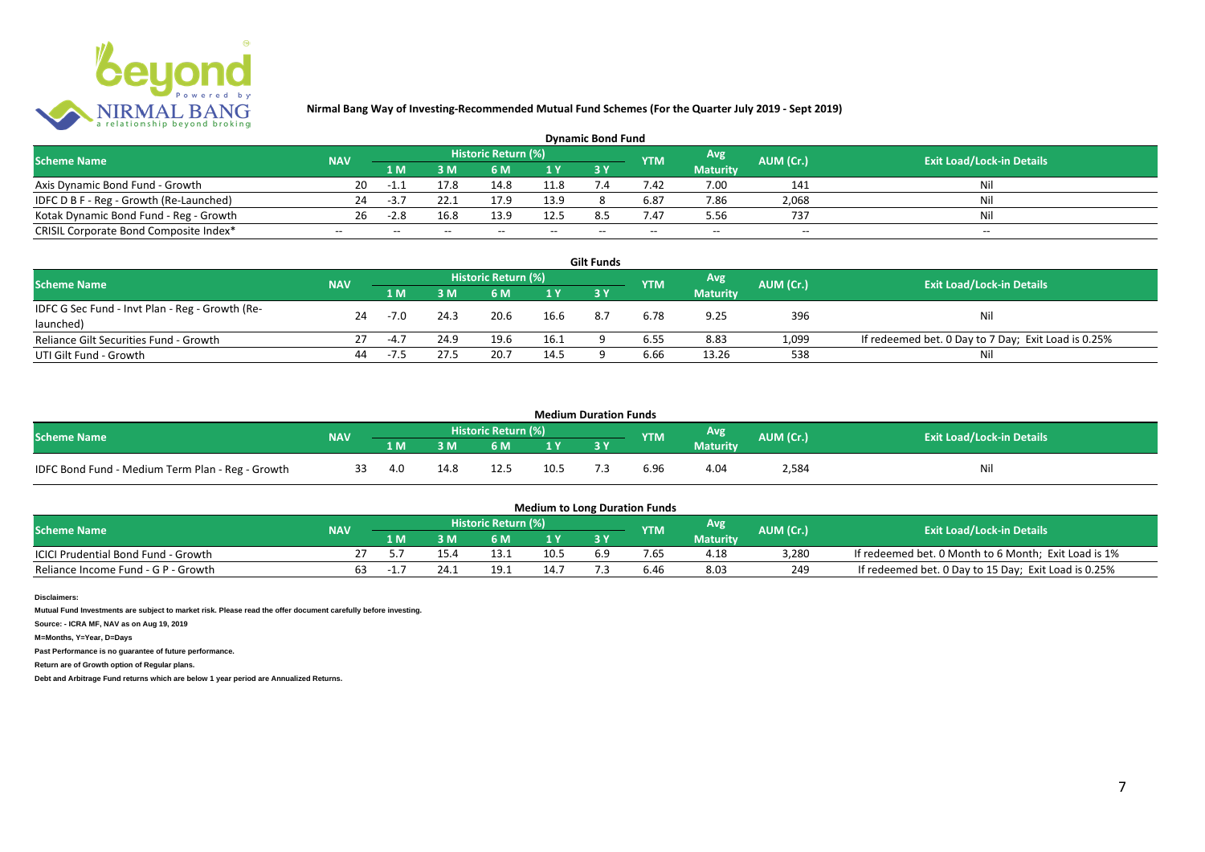**Nirmal Bang Way of Investing-Recommended Mutual Fund Schemes (For the Quarter July 2019 - Sept 2019)**

**Dynamic Bond Fund**

| Scheme Name | NAV | Historic Return (%) | | | | | YTM | Avg Maturity | AUM (Cr.) | Exit Load/Lock-in Details |
|---|---|---|---|---|---|---|---|---|---|---|
| | | 1 M | 3 M | 6 M | 1 Y | 3 Y | | | | |
| Axis Dynamic Bond Fund - Growth | 20 | -1.1 | 17.8 | 14.8 | 11.8 | 7.4 | 7.42 | 7.00 | 141 | Nil |
| IDFC D B F - Reg - Growth (Re-Launched) | 24 | -3.7 | 22.1 | 17.9 | 13.9 | 8 | 6.87 | 7.86 | 2,068 | Nil |
| Kotak Dynamic Bond Fund - Reg - Growth | 26 | -2.8 | 16.8 | 13.9 | 12.5 | 8.5 | 7.47 | 5.56 | 737 | Nil |
| CRISIL Corporate Bond Composite Index* | -- | -- | -- | -- | -- | -- | -- | -- | -- | -- |

**Gilt Funds**

| Scheme Name | NAV | Historic Return (%) | | | | | YTM | Avg Maturity | AUM (Cr.) | Exit Load/Lock-in Details |
|---|---|---|---|---|---|---|---|---|---|---|
| | | 1 M | 3 M | 6 M | 1 Y | 3 Y | | | | |
| IDFC G Sec Fund - Invt Plan - Reg - Growth (Re-launched) | 24 | -7.0 | 24.3 | 20.6 | 16.6 | 8.7 | 6.78 | 9.25 | 396 | Nil |
| Reliance Gilt Securities Fund - Growth | 27 | -4.7 | 24.9 | 19.6 | 16.1 | 9 | 6.55 | 8.83 | 1,099 | If redeemed bet. 0 Day to 7 Day; Exit Load is 0.25% |
| UTI Gilt Fund - Growth | 44 | -7.5 | 27.5 | 20.7 | 14.5 | 9 | 6.66 | 13.26 | 538 | Nil |

**Medium Duration Funds**

| Scheme Name | NAV | Historic Return (%) | | | | | YTM | Avg Maturity | AUM (Cr.) | Exit Load/Lock-in Details |
|---|---|---|---|---|---|---|---|---|---|---|
| | | 1 M | 3 M | 6 M | 1 Y | 3 Y | | | | |
| IDFC Bond Fund - Medium Term Plan - Reg - Growth | 33 | 4.0 | 14.8 | 12.5 | 10.5 | 7.3 | 6.96 | 4.04 | 2,584 | Nil |

**Medium to Long Duration Funds**

| Scheme Name | NAV | Historic Return (%) | | | | | YTM | Avg Maturity | AUM (Cr.) | Exit Load/Lock-in Details |
|---|---|---|---|---|---|---|---|---|---|---|
| | | 1 M | 3 M | 6 M | 1 Y | 3 Y | | | | |
| ICICI Prudential Bond Fund - Growth | 27 | 5.7 | 15.4 | 13.1 | 10.5 | 6.9 | 7.65 | 4.18 | 3,280 | If redeemed bet. 0 Month to 6 Month; Exit Load is 1% |
| Reliance Income Fund - G P - Growth | 63 | -1.7 | 24.1 | 19.1 | 14.7 | 7.3 | 6.46 | 8.03 | 249 | If redeemed bet. 0 Day to 15 Day; Exit Load is 0.25% |

**Disclaimers:**

**Mutual Fund Investments are subject to market risk. Please read the offer document carefully before investing.**

**Source: - ICRA MF, NAV as on Aug 19, 2019**

**M=Months, Y=Year, D=Days**

**Past Performance is no guarantee of future performance.**

**Return are of Growth option of Regular plans.**

**Debt and Arbitrage Fund returns which are below 1 year period are Annualized Returns.**